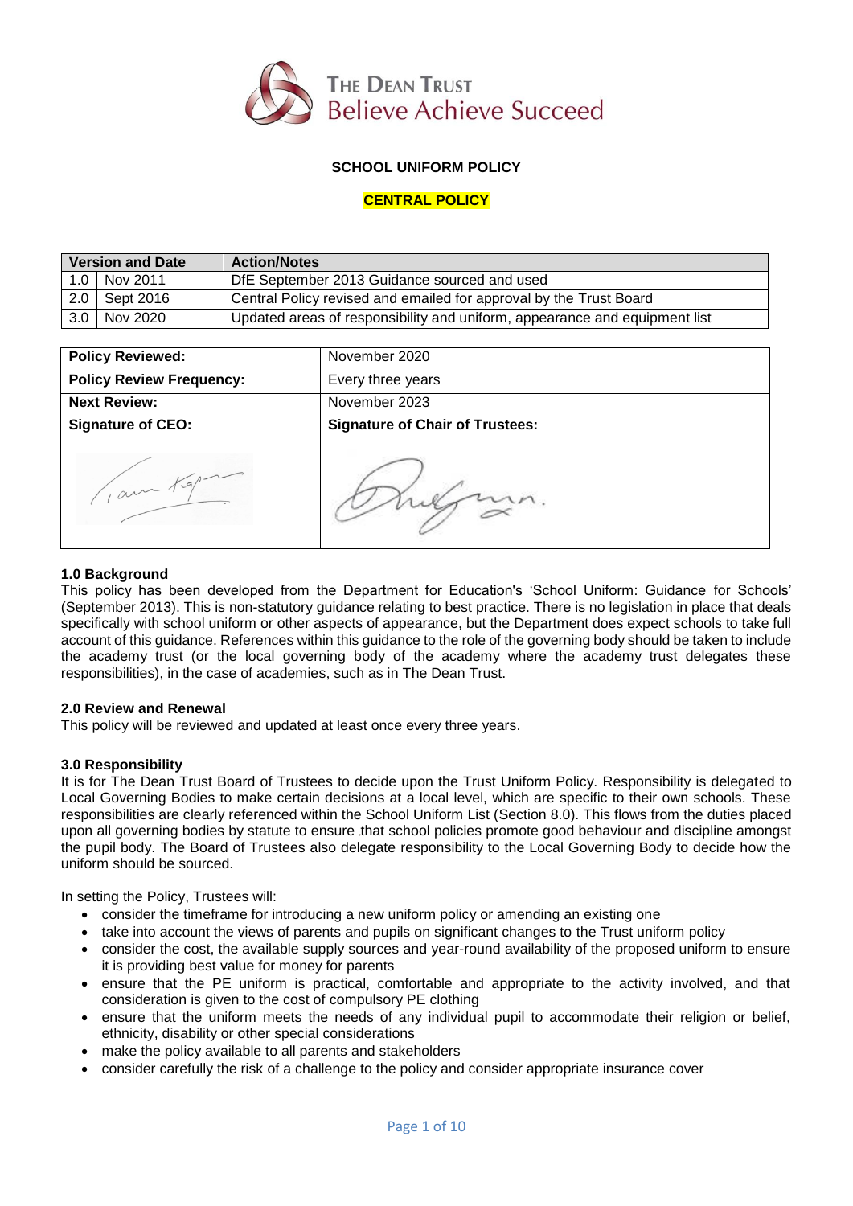THE DEAN TRUST
Believe Achieve Succeed

**SCHOOL UNIFORM POLICY**

**CENTRAL POLICY**

| Version and Date | | Action/Notes |
|---|---|---|
| 1.0 | Nov 2011 | DfE September 2013 Guidance sourced and used |
| 2.0 | Sept 2016 | Central Policy revised and emailed for approval by the Trust Board |
| 3.0 | Nov 2020 | Updated areas of responsibility and uniform, appearance and equipment list |

| **Policy Reviewed:** | November 2020 |
|---|---|
| **Policy Review Frequency:** | Every three years |
| **Next Review:** | November 2023 |
| **Signature of CEO:** | **Signature of Chair of Trustees:** |

### 1.0 Background

This policy has been developed from the Department for Education's 'School Uniform: Guidance for Schools' (September 2013). This is non-statutory guidance relating to best practice. There is no legislation in place that deals specifically with school uniform or other aspects of appearance, but the Department does expect schools to take full account of this guidance. References within this guidance to the role of the governing body should be taken to include the academy trust (or the local governing body of the academy where the academy trust delegates these responsibilities), in the case of academies, such as in The Dean Trust.

### 2.0 Review and Renewal

This policy will be reviewed and updated at least once every three years.

### 3.0 Responsibility

It is for The Dean Trust Board of Trustees to decide upon the Trust Uniform Policy. Responsibility is delegated to Local Governing Bodies to make certain decisions at a local level, which are specific to their own schools. These responsibilities are clearly referenced within the School Uniform List (Section 8.0). This flows from the duties placed upon all governing bodies by statute to ensure that school policies promote good behaviour and discipline amongst the pupil body. The Board of Trustees also delegate responsibility to the Local Governing Body to decide how the uniform should be sourced.

In setting the Policy, Trustees will:

- consider the timeframe for introducing a new uniform policy or amending an existing one
- take into account the views of parents and pupils on significant changes to the Trust uniform policy
- consider the cost, the available supply sources and year-round availability of the proposed uniform to ensure it is providing best value for money for parents
- ensure that the PE uniform is practical, comfortable and appropriate to the activity involved, and that consideration is given to the cost of compulsory PE clothing
- ensure that the uniform meets the needs of any individual pupil to accommodate their religion or belief, ethnicity, disability or other special considerations
- make the policy available to all parents and stakeholders
- consider carefully the risk of a challenge to the policy and consider appropriate insurance cover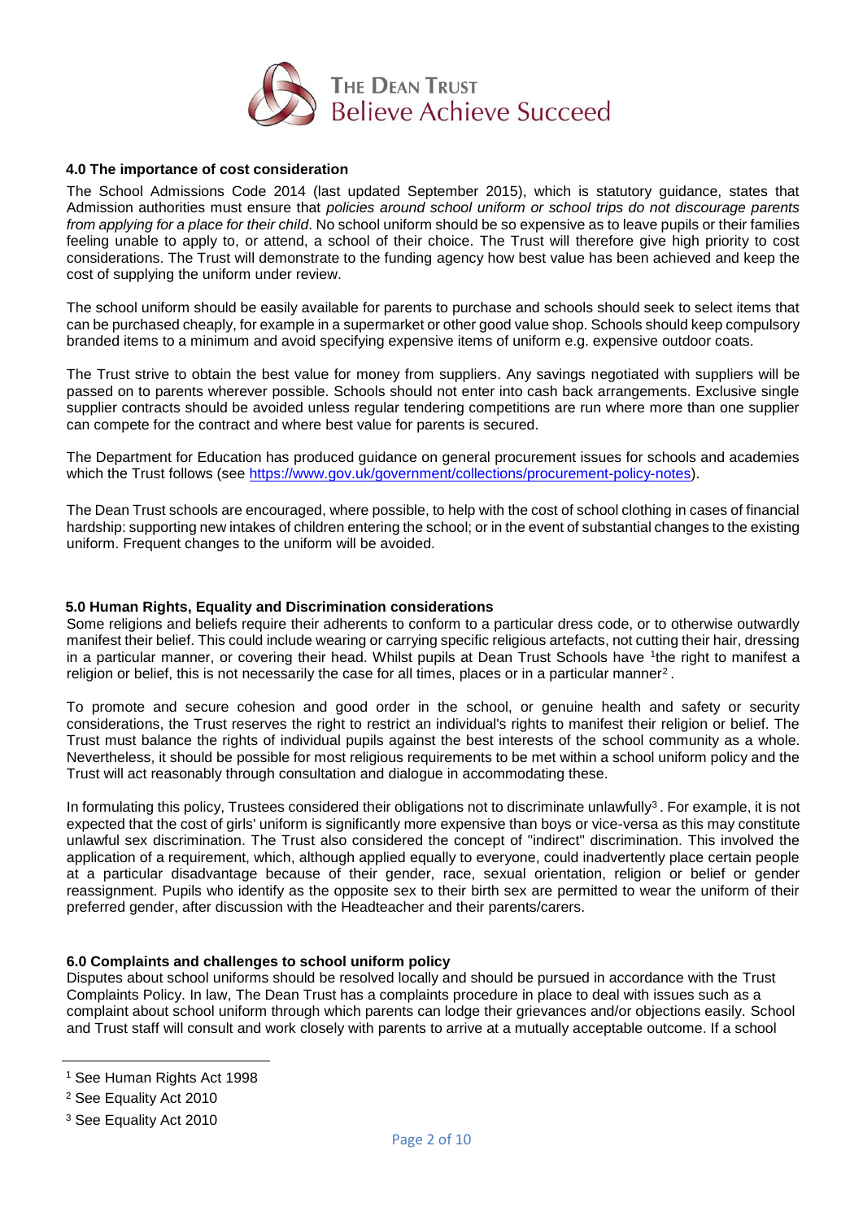## 4.0 The importance of cost consideration

The School Admissions Code 2014 (last updated September 2015), which is statutory guidance, states that Admission authorities must ensure that *policies around school uniform or school trips do not discourage parents from applying for a place for their child*. No school uniform should be so expensive as to leave pupils or their families feeling unable to apply to, or attend, a school of their choice. The Trust will therefore give high priority to cost considerations. The Trust will demonstrate to the funding agency how best value has been achieved and keep the cost of supplying the uniform under review.

The school uniform should be easily available for parents to purchase and schools should seek to select items that can be purchased cheaply, for example in a supermarket or other good value shop. Schools should keep compulsory branded items to a minimum and avoid specifying expensive items of uniform e.g. expensive outdoor coats.

The Trust strive to obtain the best value for money from suppliers. Any savings negotiated with suppliers will be passed on to parents wherever possible. Schools should not enter into cash back arrangements. Exclusive single supplier contracts should be avoided unless regular tendering competitions are run where more than one supplier can compete for the contract and where best value for parents is secured.

The Department for Education has produced guidance on general procurement issues for schools and academies which the Trust follows (see https://www.gov.uk/government/collections/procurement-policy-notes).

The Dean Trust schools are encouraged, where possible, to help with the cost of school clothing in cases of financial hardship: supporting new intakes of children entering the school; or in the event of substantial changes to the existing uniform. Frequent changes to the uniform will be avoided.

## 5.0 Human Rights, Equality and Discrimination considerations

Some religions and beliefs require their adherents to conform to a particular dress code, or to otherwise outwardly manifest their belief. This could include wearing or carrying specific religious artefacts, not cutting their hair, dressing in a particular manner, or covering their head. Whilst pupils at Dean Trust Schools have [1]the right to manifest a religion or belief, this is not necessarily the case for all times, places or in a particular manner[2].

To promote and secure cohesion and good order in the school, or genuine health and safety or security considerations, the Trust reserves the right to restrict an individual's rights to manifest their religion or belief. The Trust must balance the rights of individual pupils against the best interests of the school community as a whole. Nevertheless, it should be possible for most religious requirements to be met within a school uniform policy and the Trust will act reasonably through consultation and dialogue in accommodating these.

In formulating this policy, Trustees considered their obligations not to discriminate unlawfully[3]. For example, it is not expected that the cost of girls' uniform is significantly more expensive than boys or vice-versa as this may constitute unlawful sex discrimination. The Trust also considered the concept of "indirect" discrimination. This involved the application of a requirement, which, although applied equally to everyone, could inadvertently place certain people at a particular disadvantage because of their gender, race, sexual orientation, religion or belief or gender reassignment. Pupils who identify as the opposite sex to their birth sex are permitted to wear the uniform of their preferred gender, after discussion with the Headteacher and their parents/carers.

## 6.0 Complaints and challenges to school uniform policy

Disputes about school uniforms should be resolved locally and should be pursued in accordance with the Trust Complaints Policy. In law, The Dean Trust has a complaints procedure in place to deal with issues such as a complaint about school uniform through which parents can lodge their grievances and/or objections easily. School and Trust staff will consult and work closely with parents to arrive at a mutually acceptable outcome. If a school

---

[1] See Human Rights Act 1998

[2] See Equality Act 2010

[3] See Equality Act 2010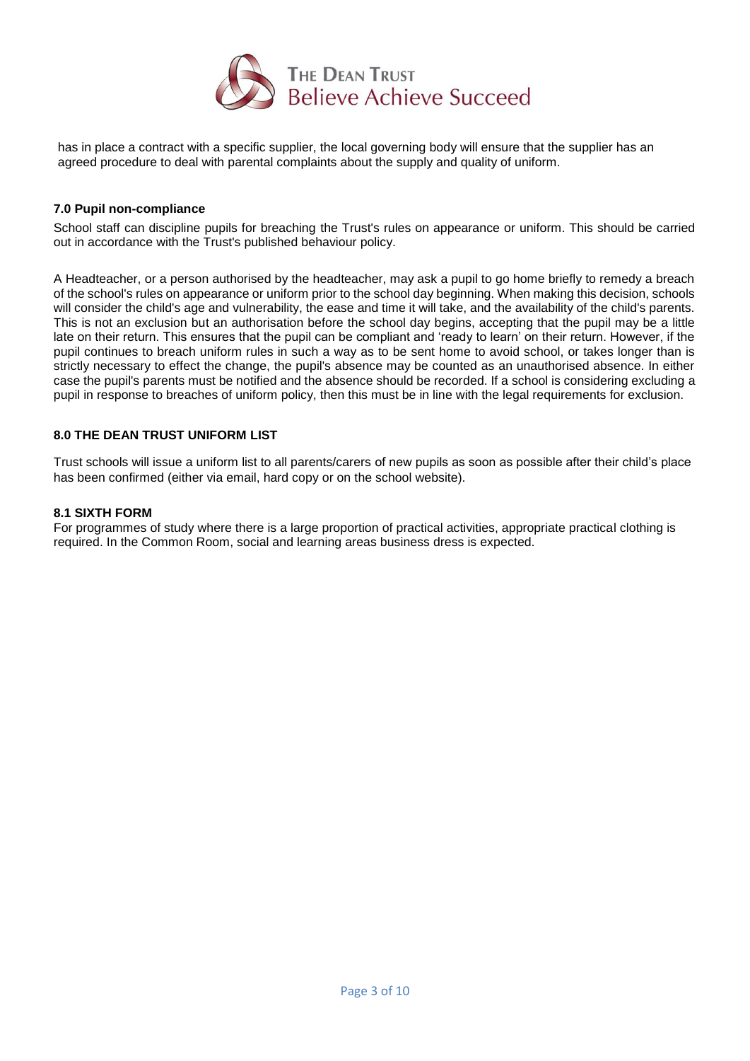has in place a contract with a specific supplier, the local governing body will ensure that the supplier has an agreed procedure to deal with parental complaints about the supply and quality of uniform.

### 7.0 Pupil non-compliance

School staff can discipline pupils for breaching the Trust's rules on appearance or uniform. This should be carried out in accordance with the Trust's published behaviour policy.

A Headteacher, or a person authorised by the headteacher, may ask a pupil to go home briefly to remedy a breach of the school's rules on appearance or uniform prior to the school day beginning. When making this decision, schools will consider the child's age and vulnerability, the ease and time it will take, and the availability of the child's parents. This is not an exclusion but an authorisation before the school day begins, accepting that the pupil may be a little late on their return. This ensures that the pupil can be compliant and 'ready to learn' on their return. However, if the pupil continues to breach uniform rules in such a way as to be sent home to avoid school, or takes longer than is strictly necessary to effect the change, the pupil's absence may be counted as an unauthorised absence. In either case the pupil's parents must be notified and the absence should be recorded. If a school is considering excluding a pupil in response to breaches of uniform policy, then this must be in line with the legal requirements for exclusion.

### 8.0 THE DEAN TRUST UNIFORM LIST

Trust schools will issue a uniform list to all parents/carers of new pupils as soon as possible after their child's place has been confirmed (either via email, hard copy or on the school website).

#### 8.1 SIXTH FORM

For programmes of study where there is a large proportion of practical activities, appropriate practical clothing is required. In the Common Room, social and learning areas business dress is expected.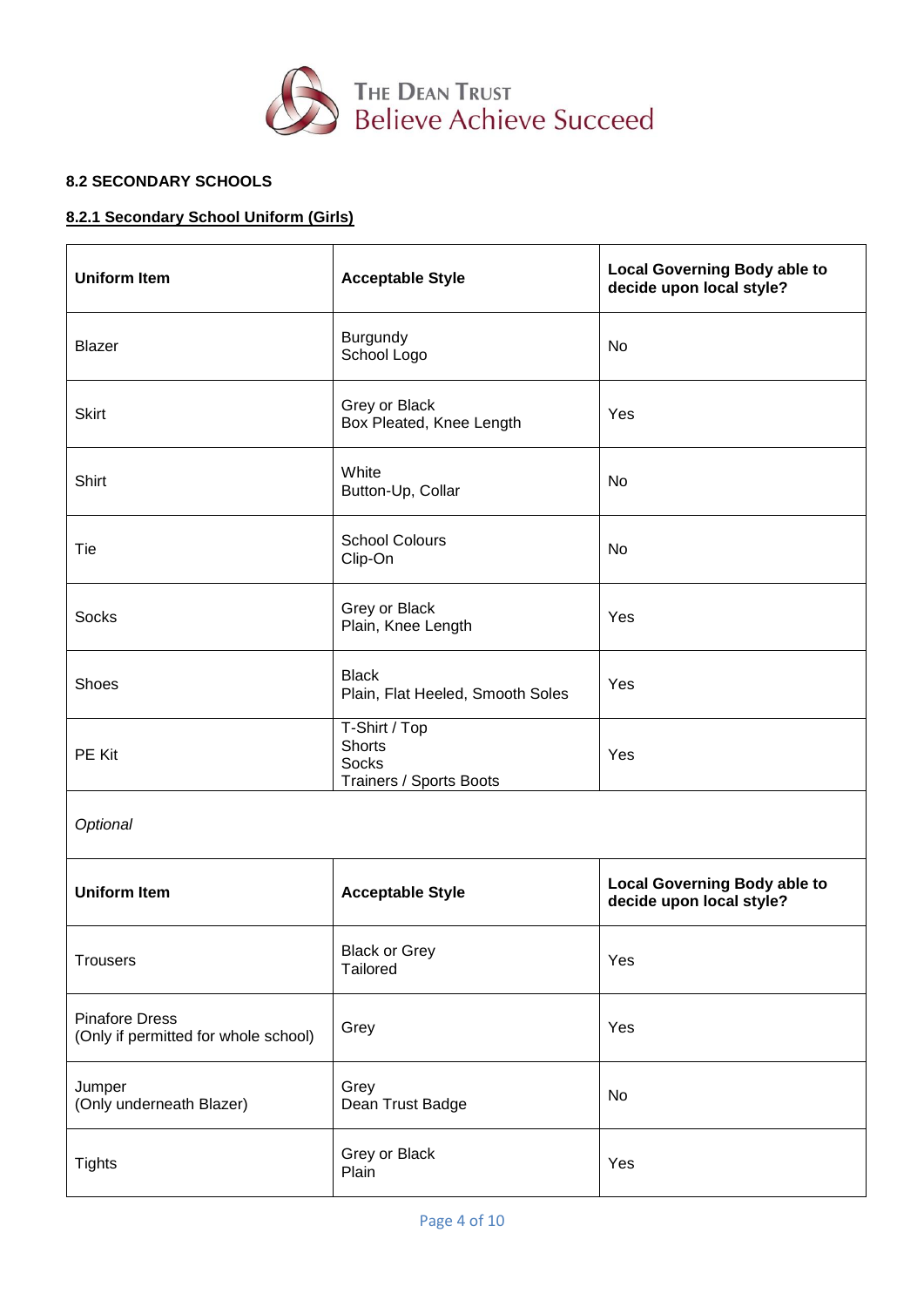### 8.2 SECONDARY SCHOOLS

#### 8.2.1 Secondary School Uniform (Girls)

| Uniform Item | Acceptable Style | Local Governing Body able to decide upon local style? |
|---|---|---|
| Blazer | Burgundy<br>School Logo | No |
| Skirt | Grey or Black<br>Box Pleated, Knee Length | Yes |
| Shirt | White<br>Button-Up, Collar | No |
| Tie | School Colours<br>Clip-On | No |
| Socks | Grey or Black<br>Plain, Knee Length | Yes |
| Shoes | Black<br>Plain, Flat Heeled, Smooth Soles | Yes |
| PE Kit | T-Shirt / Top<br>Shorts<br>Socks<br>Trainers / Sports Boots | Yes |
| *Optional* | | |
| **Uniform Item** | **Acceptable Style** | **Local Governing Body able to decide upon local style?** |
| Trousers | Black or Grey<br>Tailored | Yes |
| Pinafore Dress<br>(Only if permitted for whole school) | Grey | Yes |
| Jumper<br>(Only underneath Blazer) | Grey<br>Dean Trust Badge | No |
| Tights | Grey or Black<br>Plain | Yes |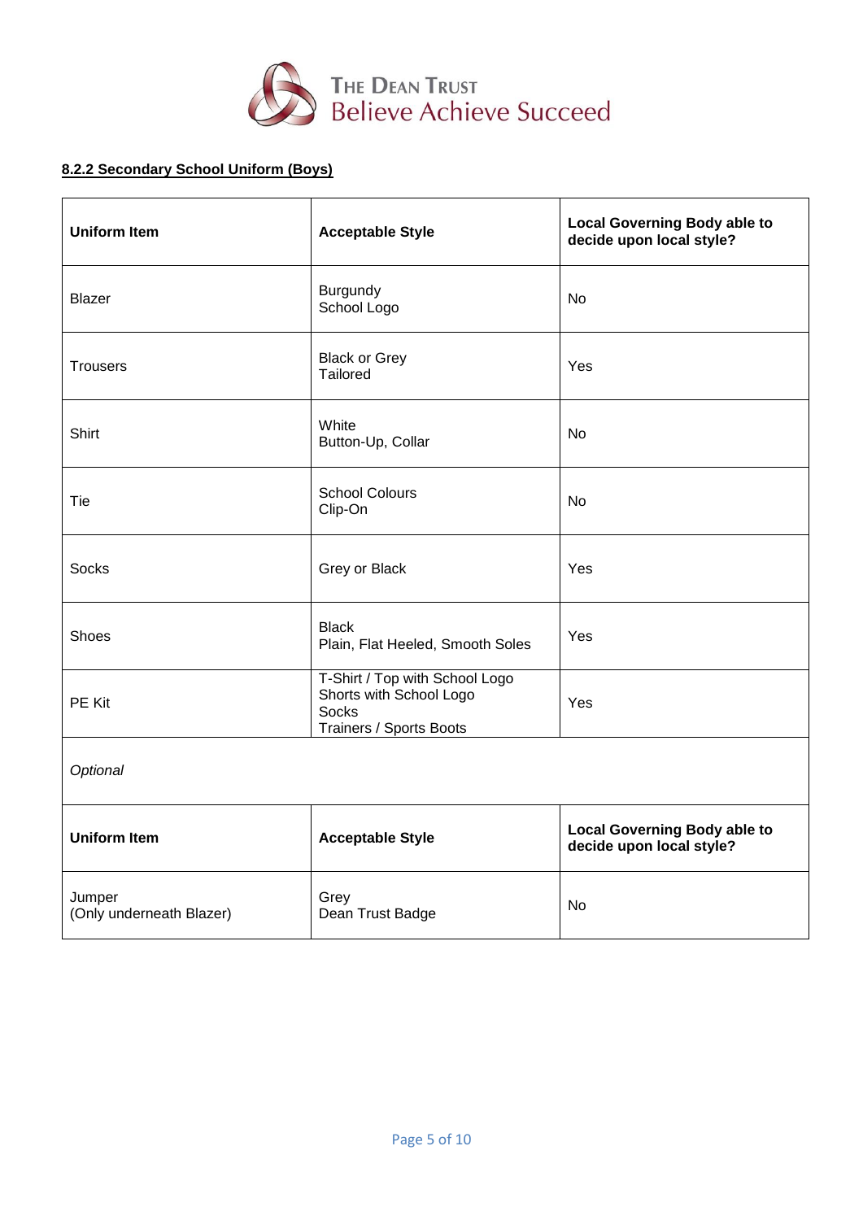#### 8.2.2 Secondary School Uniform (Boys)

| Uniform Item | Acceptable Style | Local Governing Body able to decide upon local style? |
|---|---|---|
| Blazer | Burgundy<br>School Logo | No |
| Trousers | Black or Grey<br>Tailored | Yes |
| Shirt | White<br>Button-Up, Collar | No |
| Tie | School Colours<br>Clip-On | No |
| Socks | Grey or Black | Yes |
| Shoes | Black<br>Plain, Flat Heeled, Smooth Soles | Yes |
| PE Kit | T-Shirt / Top with School Logo<br>Shorts with School Logo<br>Socks<br>Trainers / Sports Boots | Yes |
| *Optional* | | |
| **Uniform Item** | **Acceptable Style** | **Local Governing Body able to decide upon local style?** |
| Jumper<br>(Only underneath Blazer) | Grey<br>Dean Trust Badge | No |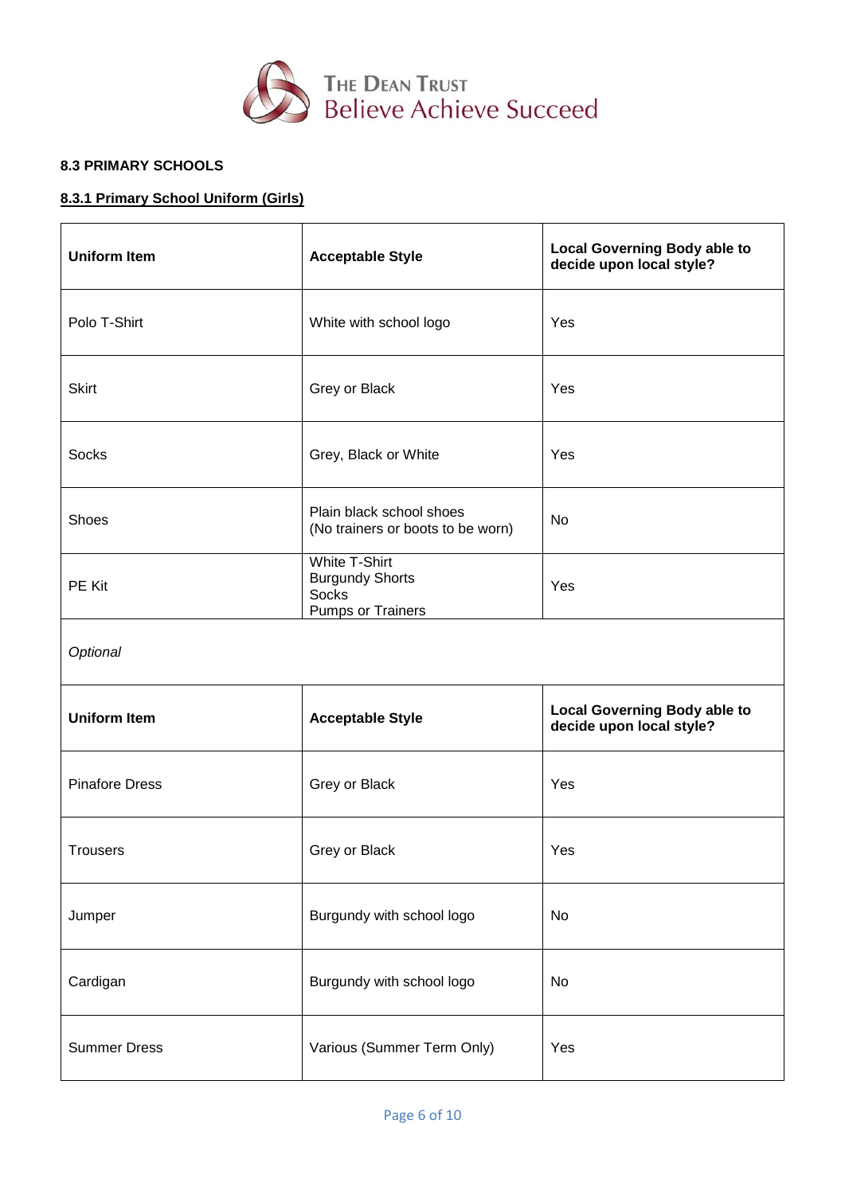**8.3 PRIMARY SCHOOLS**

**8.3.1 Primary School Uniform (Girls)**

| **Uniform Item** | **Acceptable Style** | **Local Governing Body able to decide upon local style?** |
|---|---|---|
| Polo T-Shirt | White with school logo | Yes |
| Skirt | Grey or Black | Yes |
| Socks | Grey, Black or White | Yes |
| Shoes | Plain black school shoes (No trainers or boots to be worn) | No |
| PE Kit | White T-Shirt<br>Burgundy Shorts<br>Socks<br>Pumps or Trainers | Yes |
| *Optional* | | |
| **Uniform Item** | **Acceptable Style** | **Local Governing Body able to decide upon local style?** |
| Pinafore Dress | Grey or Black | Yes |
| Trousers | Grey or Black | Yes |
| Jumper | Burgundy with school logo | No |
| Cardigan | Burgundy with school logo | No |
| Summer Dress | Various (Summer Term Only) | Yes |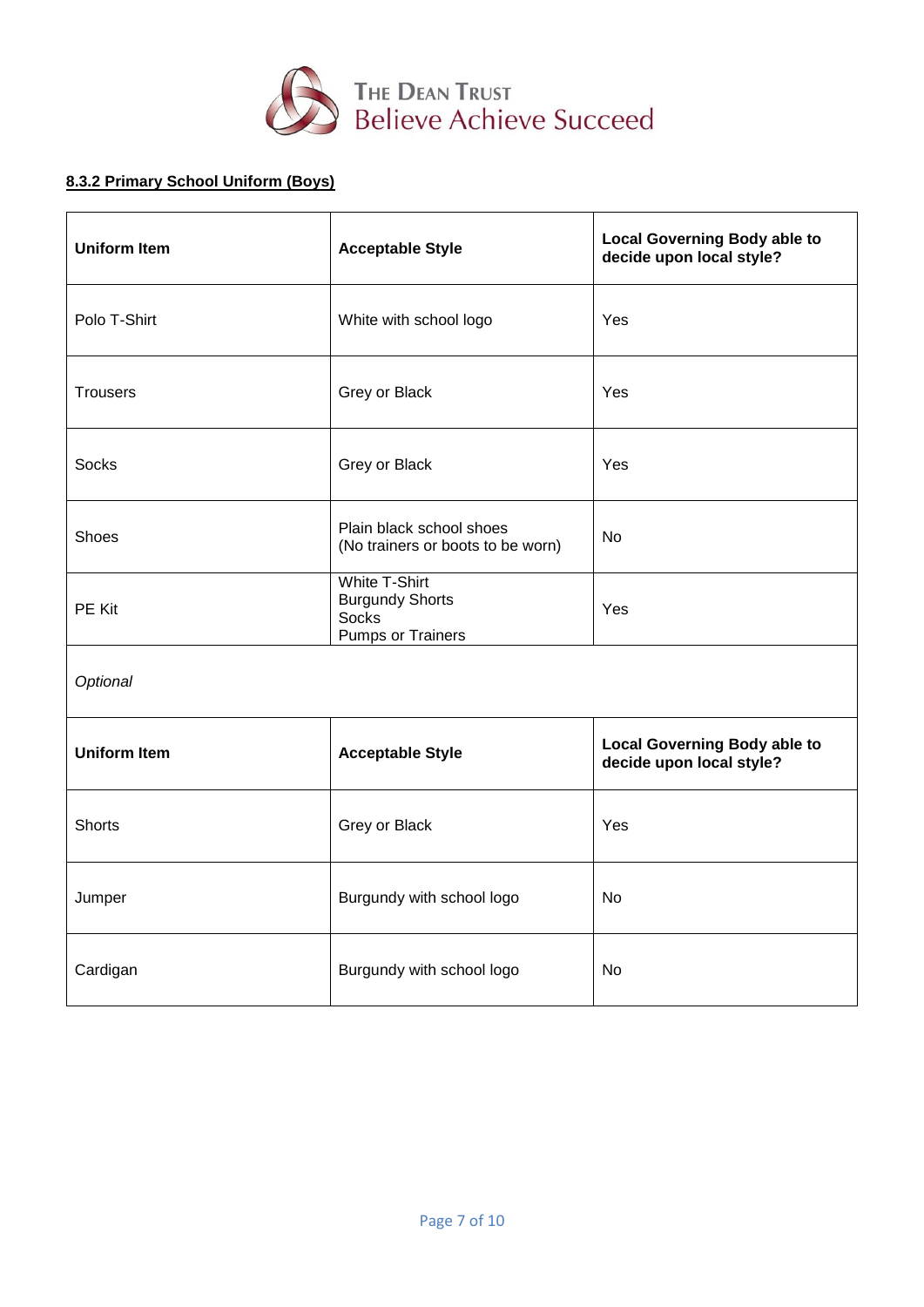**8.3.2 Primary School Uniform (Boys)**

| Uniform Item | Acceptable Style | Local Governing Body able to decide upon local style? |
|---|---|---|
| Polo T-Shirt | White with school logo | Yes |
| Trousers | Grey or Black | Yes |
| Socks | Grey or Black | Yes |
| Shoes | Plain black school shoes<br>(No trainers or boots to be worn) | No |
| PE Kit | White T-Shirt<br>Burgundy Shorts<br>Socks<br>Pumps or Trainers | Yes |
| *Optional* | | |
| **Uniform Item** | **Acceptable Style** | **Local Governing Body able to decide upon local style?** |
| Shorts | Grey or Black | Yes |
| Jumper | Burgundy with school logo | No |
| Cardigan | Burgundy with school logo | No |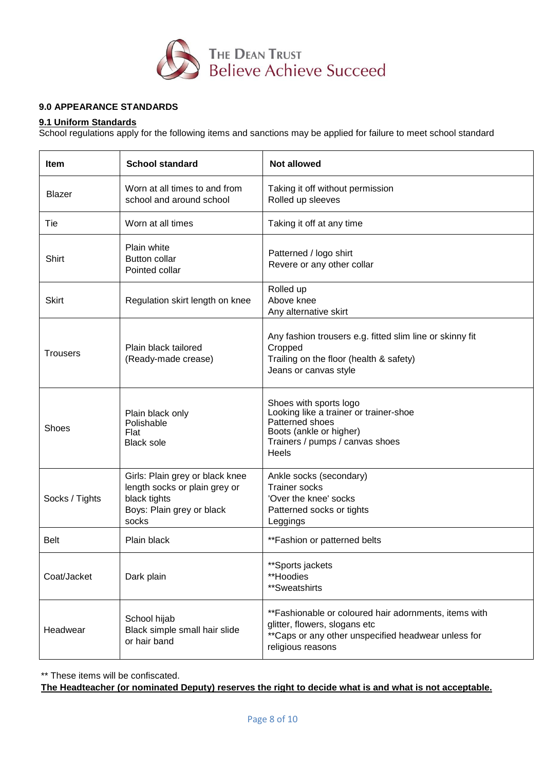## 9.0 APPEARANCE STANDARDS

### 9.1 Uniform Standards

School regulations apply for the following items and sanctions may be applied for failure to meet school standard

| Item | School standard | Not allowed |
|---|---|---|
| Blazer | Worn at all times to and from school and around school | Taking it off without permission<br>Rolled up sleeves |
| Tie | Worn at all times | Taking it off at any time |
| Shirt | Plain white<br>Button collar<br>Pointed collar | Patterned / logo shirt<br>Revere or any other collar |
| Skirt | Regulation skirt length on knee | Rolled up<br>Above knee<br>Any alternative skirt |
| Trousers | Plain black tailored<br>(Ready-made crease) | Any fashion trousers e.g. fitted slim line or skinny fit<br>Cropped<br>Trailing on the floor (health & safety)<br>Jeans or canvas style |
| Shoes | Plain black only<br>Polishable<br>Flat<br>Black sole | Shoes with sports logo<br>Looking like a trainer or trainer-shoe<br>Patterned shoes<br>Boots (ankle or higher)<br>Trainers / pumps / canvas shoes<br>Heels |
| Socks / Tights | Girls: Plain grey or black knee length socks or plain grey or black tights<br>Boys: Plain grey or black socks | Ankle socks (secondary)<br>Trainer socks<br>'Over the knee' socks<br>Patterned socks or tights<br>Leggings |
| Belt | Plain black | **Fashion or patterned belts |
| Coat/Jacket | Dark plain | **Sports jackets<br>**Hoodies<br>**Sweatshirts |
| Headwear | School hijab<br>Black simple small hair slide or hair band | **Fashionable or coloured hair adornments, items with glitter, flowers, slogans etc<br>**Caps or any other unspecified headwear unless for religious reasons |

** These items will be confiscated.

**The Headteacher (or nominated Deputy) reserves the right to decide what is and what is not acceptable.**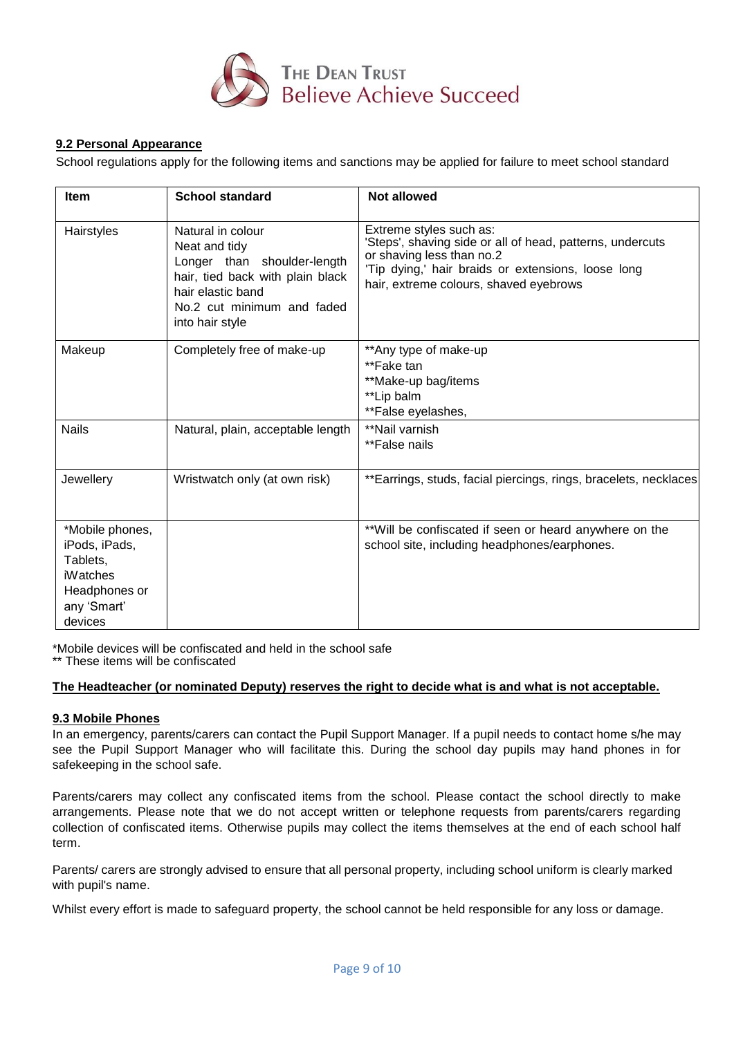### 9.2 Personal Appearance

School regulations apply for the following items and sanctions may be applied for failure to meet school standard

| Item | School standard | Not allowed |
|---|---|---|
| Hairstyles | Natural in colour<br>Neat and tidy<br>Longer than shoulder-length hair, tied back with plain black hair elastic band<br>No.2 cut minimum and faded into hair style | Extreme styles such as:<br>'Steps', shaving side or all of head, patterns, undercuts or shaving less than no.2<br>'Tip dying,' hair braids or extensions, loose long hair, extreme colours, shaved eyebrows |
| Makeup | Completely free of make-up | **Any type of make-up<br>**Fake tan<br>**Make-up bag/items<br>**Lip balm<br>**False eyelashes, |
| Nails | Natural, plain, acceptable length | **Nail varnish<br>**False nails |
| Jewellery | Wristwatch only (at own risk) | **Earrings, studs, facial piercings, rings, bracelets, necklaces |
| *Mobile phones, iPods, iPads, Tablets, iWatches Headphones or any 'Smart' devices | | **Will be confiscated if seen or heard anywhere on the school site, including headphones/earphones. |

*Mobile devices will be confiscated and held in the school safe
** These items will be confiscated

**The Headteacher (or nominated Deputy) reserves the right to decide what is and what is not acceptable.**

### 9.3 Mobile Phones

In an emergency, parents/carers can contact the Pupil Support Manager. If a pupil needs to contact home s/he may see the Pupil Support Manager who will facilitate this. During the school day pupils may hand phones in for safekeeping in the school safe.

Parents/carers may collect any confiscated items from the school. Please contact the school directly to make arrangements. Please note that we do not accept written or telephone requests from parents/carers regarding collection of confiscated items. Otherwise pupils may collect the items themselves at the end of each school half term.

Parents/ carers are strongly advised to ensure that all personal property, including school uniform is clearly marked with pupil's name.

Whilst every effort is made to safeguard property, the school cannot be held responsible for any loss or damage.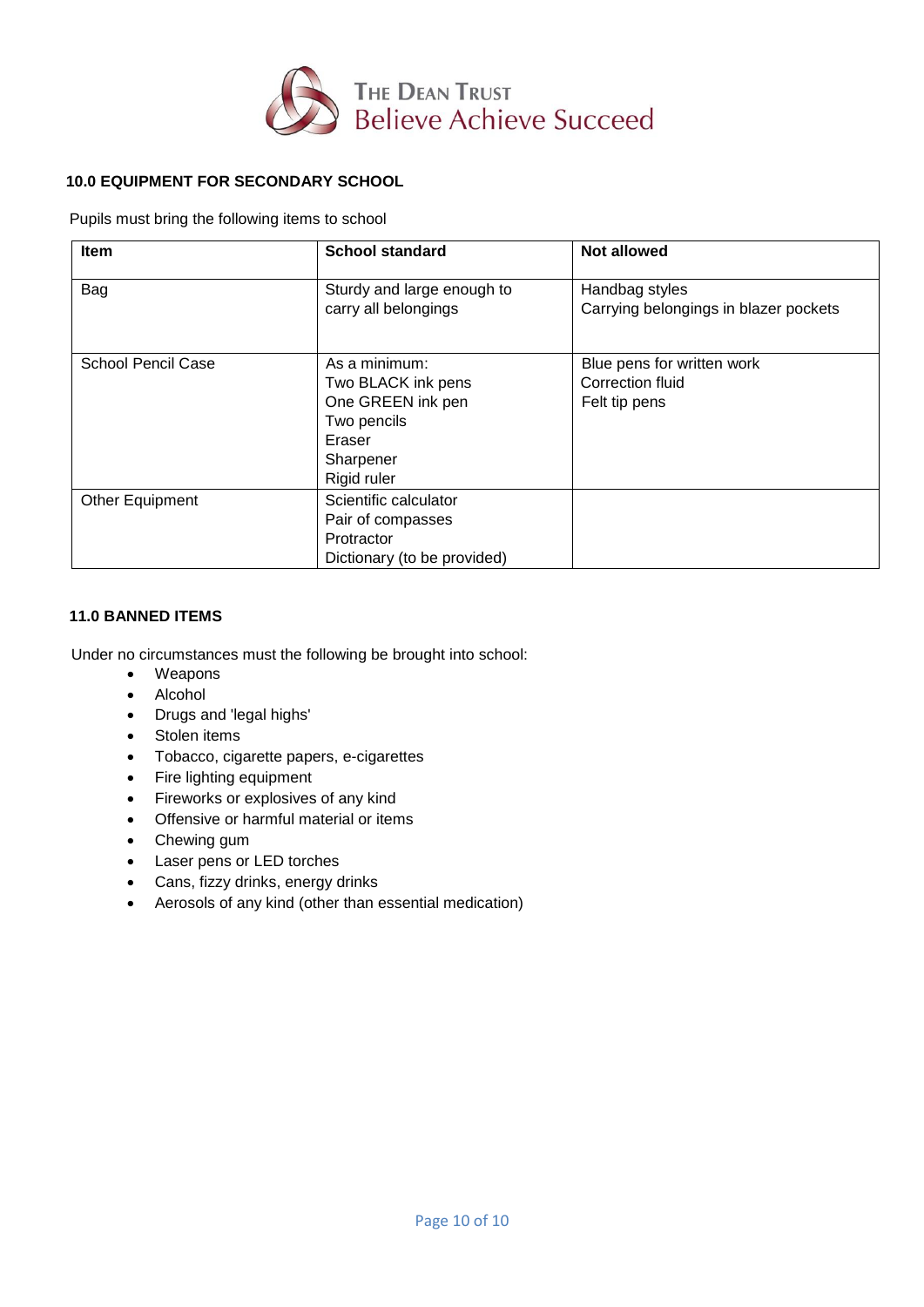## 10.0 EQUIPMENT FOR SECONDARY SCHOOL

Pupils must bring the following items to school

| Item | School standard | Not allowed |
|---|---|---|
| Bag | Sturdy and large enough to carry all belongings | Handbag styles<br>Carrying belongings in blazer pockets |
| School Pencil Case | As a minimum:<br>Two BLACK ink pens<br>One GREEN ink pen<br>Two pencils<br>Eraser<br>Sharpener<br>Rigid ruler | Blue pens for written work<br>Correction fluid<br>Felt tip pens |
| Other Equipment | Scientific calculator<br>Pair of compasses<br>Protractor<br>Dictionary (to be provided) | |

## 11.0 BANNED ITEMS

Under no circumstances must the following be brought into school:

- Weapons
- Alcohol
- Drugs and 'legal highs'
- Stolen items
- Tobacco, cigarette papers, e-cigarettes
- Fire lighting equipment
- Fireworks or explosives of any kind
- Offensive or harmful material or items
- Chewing gum
- Laser pens or LED torches
- Cans, fizzy drinks, energy drinks
- Aerosols of any kind (other than essential medication)